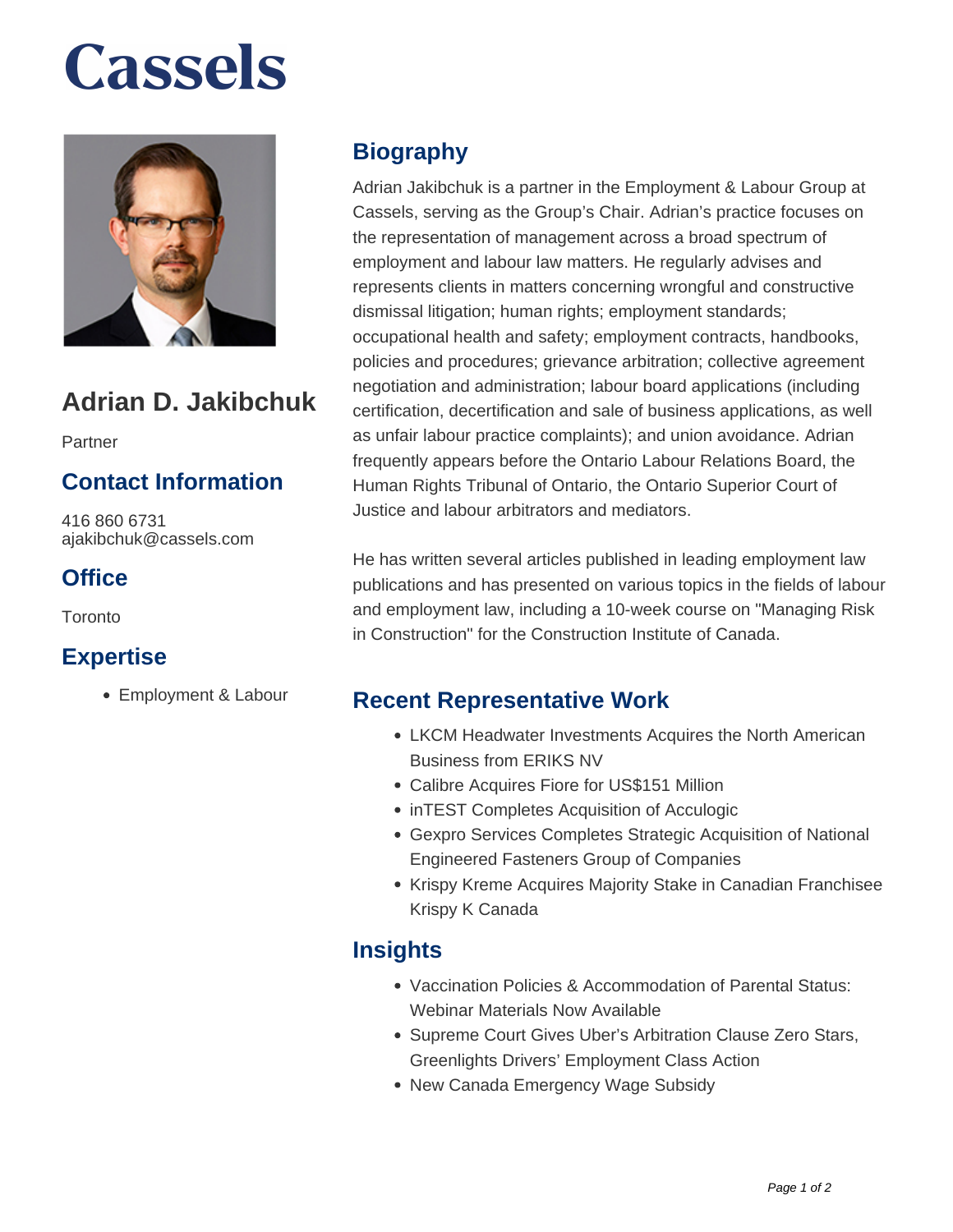# Cassels

## Adrian D. Jakibchuk

Partner

### Contact Information

416 860 6731
ajakibchuk@cassels.com

### Office

Toronto

### Expertise

- Employment & Labour

## Biography

Adrian Jakibchuk is a partner in the Employment & Labour Group at Cassels, serving as the Group's Chair. Adrian's practice focuses on the representation of management across a broad spectrum of employment and labour law matters. He regularly advises and represents clients in matters concerning wrongful and constructive dismissal litigation; human rights; employment standards; occupational health and safety; employment contracts, handbooks, policies and procedures; grievance arbitration; collective agreement negotiation and administration; labour board applications (including certification, decertification and sale of business applications, as well as unfair labour practice complaints); and union avoidance. Adrian frequently appears before the Ontario Labour Relations Board, the Human Rights Tribunal of Ontario, the Ontario Superior Court of Justice and labour arbitrators and mediators.

He has written several articles published in leading employment law publications and has presented on various topics in the fields of labour and employment law, including a 10-week course on "Managing Risk in Construction" for the Construction Institute of Canada.

## Recent Representative Work

- LKCM Headwater Investments Acquires the North American Business from ERIKS NV
- Calibre Acquires Fiore for US$151 Million
- inTEST Completes Acquisition of Acculogic
- Gexpro Services Completes Strategic Acquisition of National Engineered Fasteners Group of Companies
- Krispy Kreme Acquires Majority Stake in Canadian Franchisee Krispy K Canada

## Insights

- Vaccination Policies & Accommodation of Parental Status: Webinar Materials Now Available
- Supreme Court Gives Uber's Arbitration Clause Zero Stars, Greenlights Drivers' Employment Class Action
- New Canada Emergency Wage Subsidy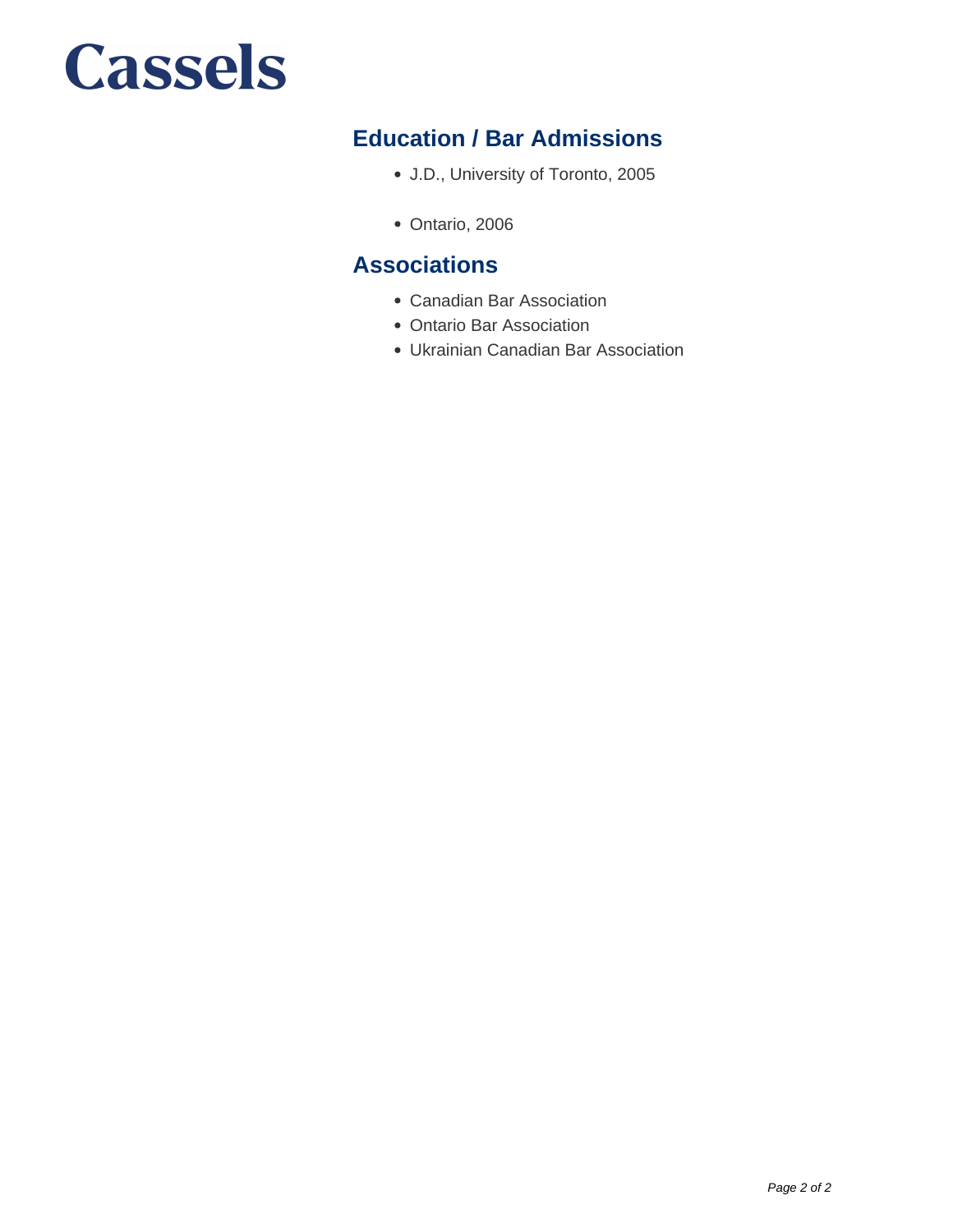## Education / Bar Admissions

- J.D., University of Toronto, 2005

- Ontario, 2006

## Associations

- Canadian Bar Association
- Ontario Bar Association
- Ukrainian Canadian Bar Association